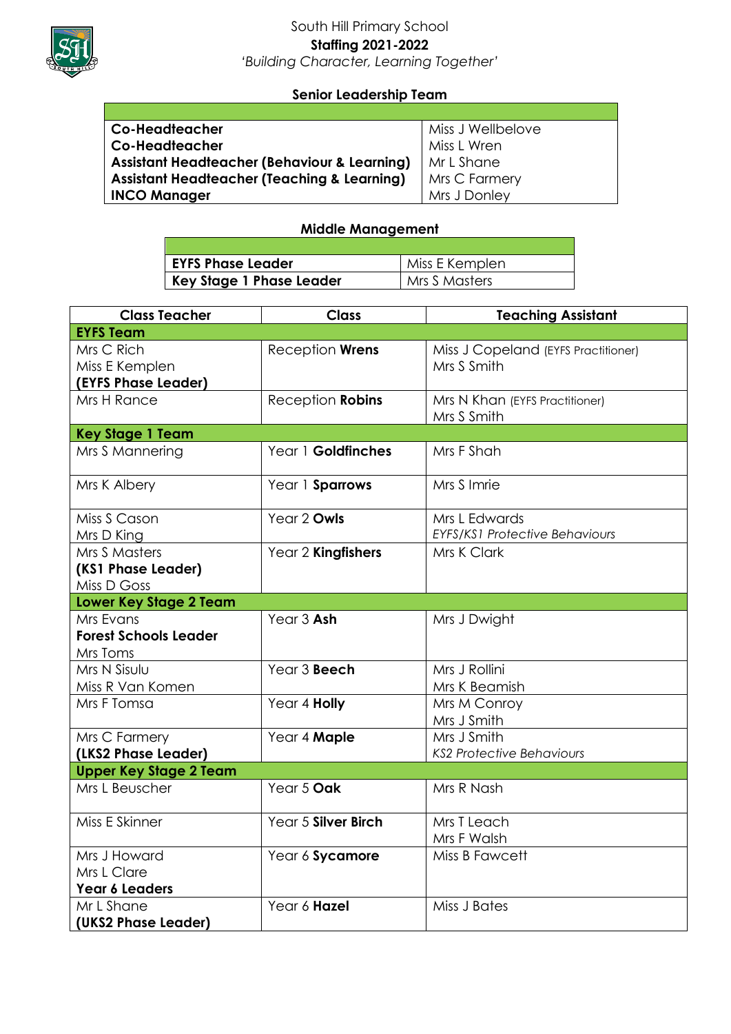# South Hill Primary School

## Staffing 2021-2022

*'Building Character, Learning Together'*

### Senior Leadership Team

| | |
|---|---|
| **Co-Headteacher** | Miss J Wellbelove |
| **Co-Headteacher** | Miss L Wren |
| **Assistant Headteacher (Behaviour & Learning)** | Mr L Shane |
| **Assistant Headteacher (Teaching & Learning)** | Mrs C Farmery |
| **INCO Manager** | Mrs J Donley |

### Middle Management

| | |
|---|---|
| **EYFS Phase Leader** | Miss E Kemplen |
| **Key Stage 1 Phase Leader** | Mrs S Masters |

| Class Teacher | Class | Teaching Assistant |
|---|---|---|
| **EYFS Team** | | |
| Mrs C Rich<br>Miss E Kemplen<br>**(EYFS Phase Leader)** | Reception **Wrens** | Miss J Copeland (EYFS Practitioner)<br>Mrs S Smith |
| Mrs H Rance | Reception **Robins** | Mrs N Khan (EYFS Practitioner)<br>Mrs S Smith |
| **Key Stage 1 Team** | | |
| Mrs S Mannering | Year 1 **Goldfinches** | Mrs F Shah |
| Mrs K Albery | Year 1 **Sparrows** | Mrs S Imrie |
| Miss S Cason<br>Mrs D King | Year 2 **Owls** | Mrs L Edwards<br>*EYFS/KS1 Protective Behaviours* |
| Mrs S Masters<br>**(KS1 Phase Leader)**<br>Miss D Goss | Year 2 **Kingfishers** | Mrs K Clark |
| **Lower Key Stage 2 Team** | | |
| Mrs Evans<br>**Forest Schools Leader**<br>Mrs Toms | Year 3 **Ash** | Mrs J Dwight |
| Mrs N Sisulu<br>Miss R Van Komen | Year 3 **Beech** | Mrs J Rollini<br>Mrs K Beamish |
| Mrs F Tomsa | Year 4 **Holly** | Mrs M Conroy<br>Mrs J Smith |
| Mrs C Farmery<br>**(LKS2 Phase Leader)** | Year 4 **Maple** | Mrs J Smith<br>*KS2 Protective Behaviours* |
| **Upper Key Stage 2 Team** | | |
| Mrs L Beuscher | Year 5 **Oak** | Mrs R Nash |
| Miss E Skinner | Year 5 **Silver Birch** | Mrs T Leach<br>Mrs F Walsh |
| Mrs J Howard<br>Mrs L Clare<br>**Year 6 Leaders** | Year 6 **Sycamore** | Miss B Fawcett |
| Mr L Shane<br>**(UKS2 Phase Leader)** | Year 6 **Hazel** | Miss J Bates |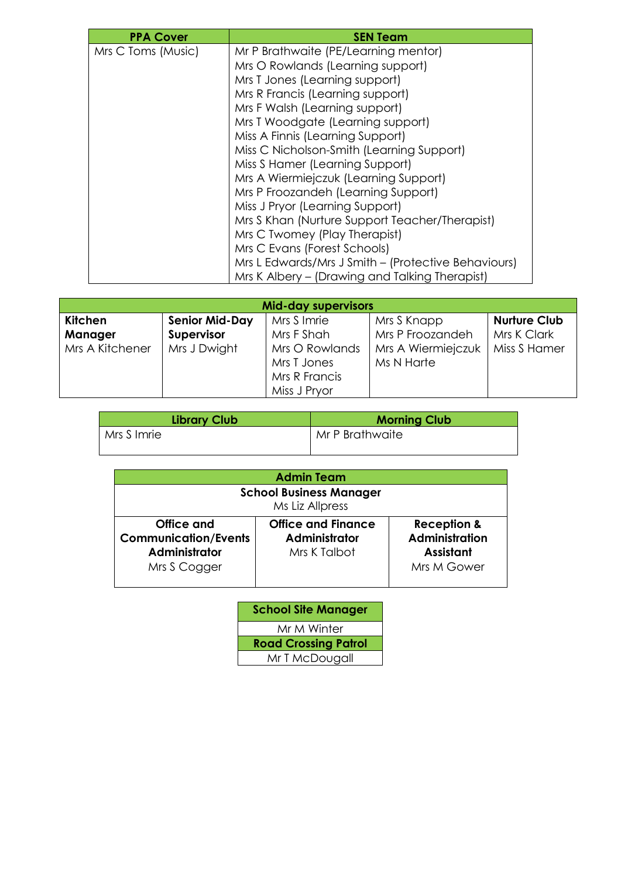| PPA Cover | SEN Team |
| --- | --- |
| Mrs C Toms (Music) | Mr P Brathwaite (PE/Learning mentor)<br>Mrs O Rowlands (Learning support)<br>Mrs T Jones (Learning support)<br>Mrs R Francis (Learning support)<br>Mrs F Walsh (Learning support)<br>Mrs T Woodgate (Learning support)<br>Miss A Finnis (Learning Support)<br>Miss C Nicholson-Smith (Learning Support)<br>Miss S Hamer (Learning Support)<br>Mrs A Wiermiejczuk (Learning Support)<br>Mrs P Froozandeh (Learning Support)<br>Miss J Pryor (Learning Support)<br>Mrs S Khan (Nurture Support Teacher/Therapist)<br>Mrs C Twomey (Play Therapist)<br>Mrs C Evans (Forest Schools)<br>Mrs L Edwards/Mrs J Smith – (Protective Behaviours)<br>Mrs K Albery – (Drawing and Talking Therapist) |

| Mid-day supervisors | | | | |
| --- | --- | --- | --- | --- |
| **Kitchen Manager**<br>Mrs A Kitchener | **Senior Mid-Day Supervisor**<br>Mrs J Dwight | Mrs S Imrie<br>Mrs F Shah<br>Mrs O Rowlands<br>Mrs T Jones<br>Mrs R Francis<br>Miss J Pryor | Mrs S Knapp<br>Mrs P Froozandeh<br>Mrs A Wiermiejczuk<br>Ms N Harte | **Nurture Club**<br>Mrs K Clark<br>Miss S Hamer |

| Library Club | Morning Club |
| --- | --- |
| Mrs S Imrie | Mr P Brathwaite |

| Admin Team | | |
| --- | --- | --- |
| **School Business Manager**<br>Ms Liz Allpress | | |
| **Office and Communication/Events Administrator**<br>Mrs S Cogger | **Office and Finance Administrator**<br>Mrs K Talbot | **Reception & Administration Assistant**<br>Mrs M Gower |

| School Site Manager |
| --- |
| Mr M Winter |
| **Road Crossing Patrol** |
| Mr T McDougall |